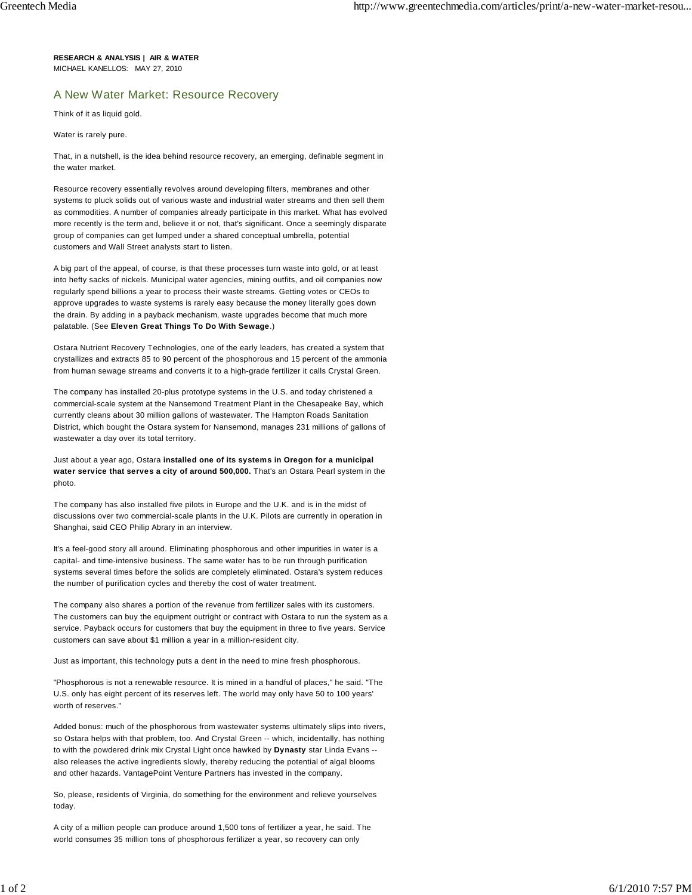**RESEARCH & ANALYSIS | AIR & WATER**
MICHAEL KANELLOS: MAY 27, 2010

# A New Water Market: Resource Recovery

Think of it as liquid gold.

Water is rarely pure.

That, in a nutshell, is the idea behind resource recovery, an emerging, definable segment in the water market.

Resource recovery essentially revolves around developing filters, membranes and other systems to pluck solids out of various waste and industrial water streams and then sell them as commodities. A number of companies already participate in this market. What has evolved more recently is the term and, believe it or not, that's significant. Once a seemingly disparate group of companies can get lumped under a shared conceptual umbrella, potential customers and Wall Street analysts start to listen.

A big part of the appeal, of course, is that these processes turn waste into gold, or at least into hefty sacks of nickels. Municipal water agencies, mining outfits, and oil companies now regularly spend billions a year to process their waste streams. Getting votes or CEOs to approve upgrades to waste systems is rarely easy because the money literally goes down the drain. By adding in a payback mechanism, waste upgrades become that much more palatable. (See **Eleven Great Things To Do With Sewage**.)

Ostara Nutrient Recovery Technologies, one of the early leaders, has created a system that crystallizes and extracts 85 to 90 percent of the phosphorous and 15 percent of the ammonia from human sewage streams and converts it to a high-grade fertilizer it calls Crystal Green.

The company has installed 20-plus prototype systems in the U.S. and today christened a commercial-scale system at the Nansemond Treatment Plant in the Chesapeake Bay, which currently cleans about 30 million gallons of wastewater. The Hampton Roads Sanitation District, which bought the Ostara system for Nansemond, manages 231 millions of gallons of wastewater a day over its total territory.

Just about a year ago, Ostara **installed one of its systems in Oregon for a municipal water service that serves a city of around 500,000.** That's an Ostara Pearl system in the photo.

The company has also installed five pilots in Europe and the U.K. and is in the midst of discussions over two commercial-scale plants in the U.K. Pilots are currently in operation in Shanghai, said CEO Philip Abrary in an interview.

It's a feel-good story all around. Eliminating phosphorous and other impurities in water is a capital- and time-intensive business. The same water has to be run through purification systems several times before the solids are completely eliminated. Ostara's system reduces the number of purification cycles and thereby the cost of water treatment.

The company also shares a portion of the revenue from fertilizer sales with its customers. The customers can buy the equipment outright or contract with Ostara to run the system as a service. Payback occurs for customers that buy the equipment in three to five years. Service customers can save about $1 million a year in a million-resident city.

Just as important, this technology puts a dent in the need to mine fresh phosphorous.

"Phosphorous is not a renewable resource. It is mined in a handful of places," he said. "The U.S. only has eight percent of its reserves left. The world may only have 50 to 100 years' worth of reserves."

Added bonus: much of the phosphorous from wastewater systems ultimately slips into rivers, so Ostara helps with that problem, too. And Crystal Green -- which, incidentally, has nothing to with the powdered drink mix Crystal Light once hawked by **Dynasty** star Linda Evans -- also releases the active ingredients slowly, thereby reducing the potential of algal blooms and other hazards. VantagePoint Venture Partners has invested in the company.

So, please, residents of Virginia, do something for the environment and relieve yourselves today.

A city of a million people can produce around 1,500 tons of fertilizer a year, he said. The world consumes 35 million tons of phosphorous fertilizer a year, so recovery can only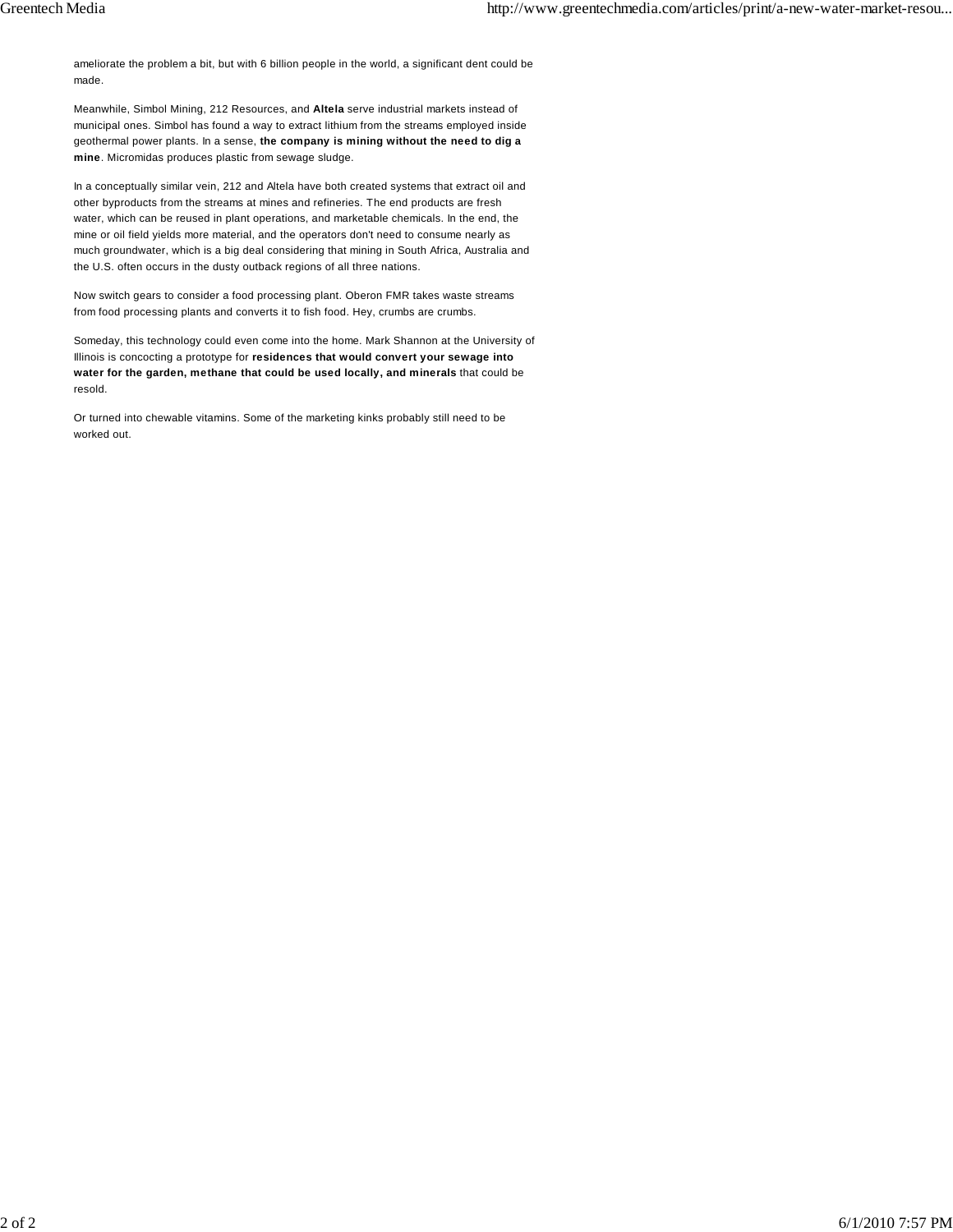ameliorate the problem a bit, but with 6 billion people in the world, a significant dent could be made.

Meanwhile, Simbol Mining, 212 Resources, and **Altela** serve industrial markets instead of municipal ones. Simbol has found a way to extract lithium from the streams employed inside geothermal power plants. In a sense, **the company is mining without the need to dig a mine**. Micromidas produces plastic from sewage sludge.

In a conceptually similar vein, 212 and Altela have both created systems that extract oil and other byproducts from the streams at mines and refineries. The end products are fresh water, which can be reused in plant operations, and marketable chemicals. In the end, the mine or oil field yields more material, and the operators don't need to consume nearly as much groundwater, which is a big deal considering that mining in South Africa, Australia and the U.S. often occurs in the dusty outback regions of all three nations.

Now switch gears to consider a food processing plant. Oberon FMR takes waste streams from food processing plants and converts it to fish food. Hey, crumbs are crumbs.

Someday, this technology could even come into the home. Mark Shannon at the University of Illinois is concocting a prototype for **residences that would convert your sewage into water for the garden, methane that could be used locally, and minerals** that could be resold.

Or turned into chewable vitamins. Some of the marketing kinks probably still need to be worked out.